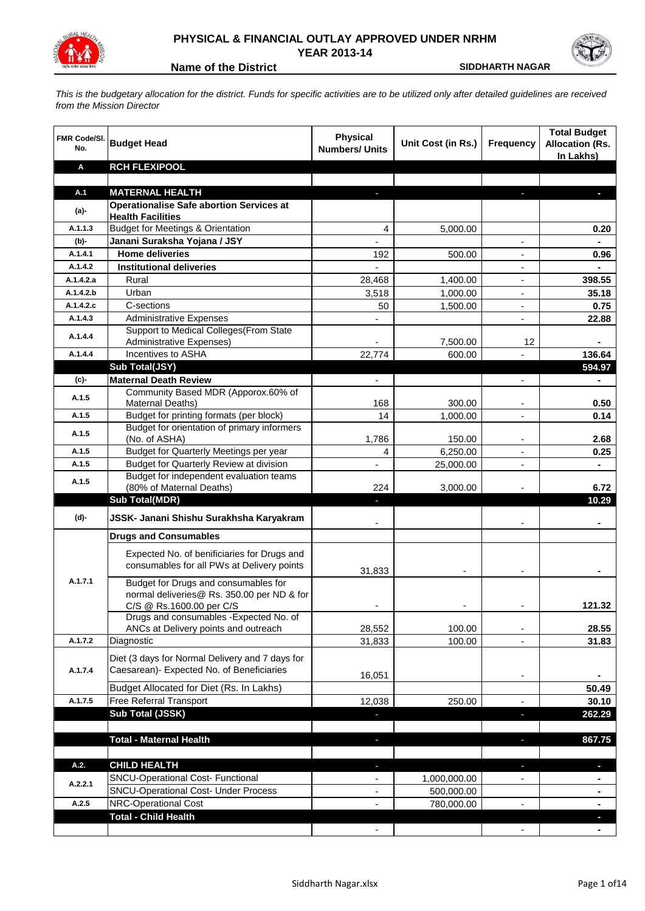# PHYSICAL & FINANCIAL OUTLAY APPROVED UNDER NRHM
## YEAR 2013-14

**Name of the District** **SIDDHARTH NAGAR**

*This is the budgetary allocation for the district. Funds for specific activities are to be utilized only after detailed guidelines are received from the Mission Director*

| FMR Code/Sl. No. | Budget Head | Physical Numbers/ Units | Unit Cost (in Rs.) | Frequency | Total Budget Allocation (Rs. In Lakhs) |
|---|---|---|---|---|---|
| **A** | **RCH FLEXIPOOL** | | | | |
| | | | | | |
| **A.1** | **MATERNAL HEALTH** | - | | - | - |
| (a)- | **Operationalise Safe abortion Services at Health Facilities** | | | | |
| A.1.1.3 | Budget for Meetings & Orientation | 4 | 5,000.00 | | 0.20 |
| (b)- | **Janani Suraksha Yojana / JSY** | - | | - | - |
| A.1.4.1 | **Home deliveries** | 192 | 500.00 | - | 0.96 |
| A.1.4.2 | **Institutional deliveries** | - | | - | - |
| A.1.4.2.a | Rural | 28,468 | 1,400.00 | - | 398.55 |
| A.1.4.2.b | Urban | 3,518 | 1,000.00 | - | 35.18 |
| A.1.4.2.c | C-sections | 50 | 1,500.00 | - | 0.75 |
| A.1.4.3 | Administrative Expenses | - | | - | 22.88 |
| A.1.4.4 | Support to Medical Colleges(From State Administrative Expenses) | - | 7,500.00 | 12 | - |
| A.1.4.4 | Incentives to ASHA | 22,774 | 600.00 | - | 136.64 |
| | **Sub Total(JSY)** | | | | **594.97** |
| (c)- | **Maternal Death Review** | - | | - | - |
| A.1.5 | Community Based MDR (Apporox.60% of Maternal Deaths) | 168 | 300.00 | - | 0.50 |
| A.1.5 | Budget for printing formats (per block) | 14 | 1,000.00 | - | 0.14 |
| A.1.5 | Budget for orientation of primary informers (No. of ASHA) | 1,786 | 150.00 | - | 2.68 |
| A.1.5 | Budget for Quarterly Meetings per year | 4 | 6,250.00 | - | 0.25 |
| A.1.5 | Budget for Quarterly Review at division | - | 25,000.00 | - | - |
| A.1.5 | Budget for independent evaluation teams (80% of Maternal Deaths) | 224 | 3,000.00 | - | 6.72 |
| | **Sub Total(MDR)** | - | | | **10.29** |
| (d)- | **JSSK- Janani Shishu Surakhsha Karyakram** | - | | - | - |
| | **Drugs and Consumables** | | | | |
| A.1.7.1 | Expected No. of benificiaries for Drugs and consumables for all PWs at Delivery points | 31,833 | - | - | - |
| | Budget for Drugs and consumables for normal deliveries@ Rs. 350.00 per ND & for C/S @ Rs.1600.00 per C/S | - | - | - | 121.32 |
| | Drugs and consumables -Expected No. of ANCs at Delivery points and outreach | 28,552 | 100.00 | - | 28.55 |
| A.1.7.2 | Diagnostic | 31,833 | 100.00 | - | 31.83 |
| A.1.7.4 | Diet (3 days for Normal Delivery and 7 days for Caesarean)- Expected No. of Beneficiaries | 16,051 | | - | - |
| | Budget Allocated for Diet (Rs. In Lakhs) | | | | 50.49 |
| A.1.7.5 | Free Referral Transport | 12,038 | 250.00 | - | 30.10 |
| | **Sub Total (JSSK)** | - | | - | **262.29** |
| | | | | | |
| | **Total - Maternal Health** | - | | - | **867.75** |
| | | | | | |
| **A.2.** | **CHILD HEALTH** | - | | - | - |
| A.2.2.1 | SNCU-Operational Cost- Functional | - | 1,000,000.00 | - | - |
| | SNCU-Operational Cost- Under Process | - | 500,000.00 | | - |
| A.2.5 | NRC-Operational Cost | - | 780,000.00 | - | - |
| | **Total - Child Health** | | | | - |
| | | - | | - | - |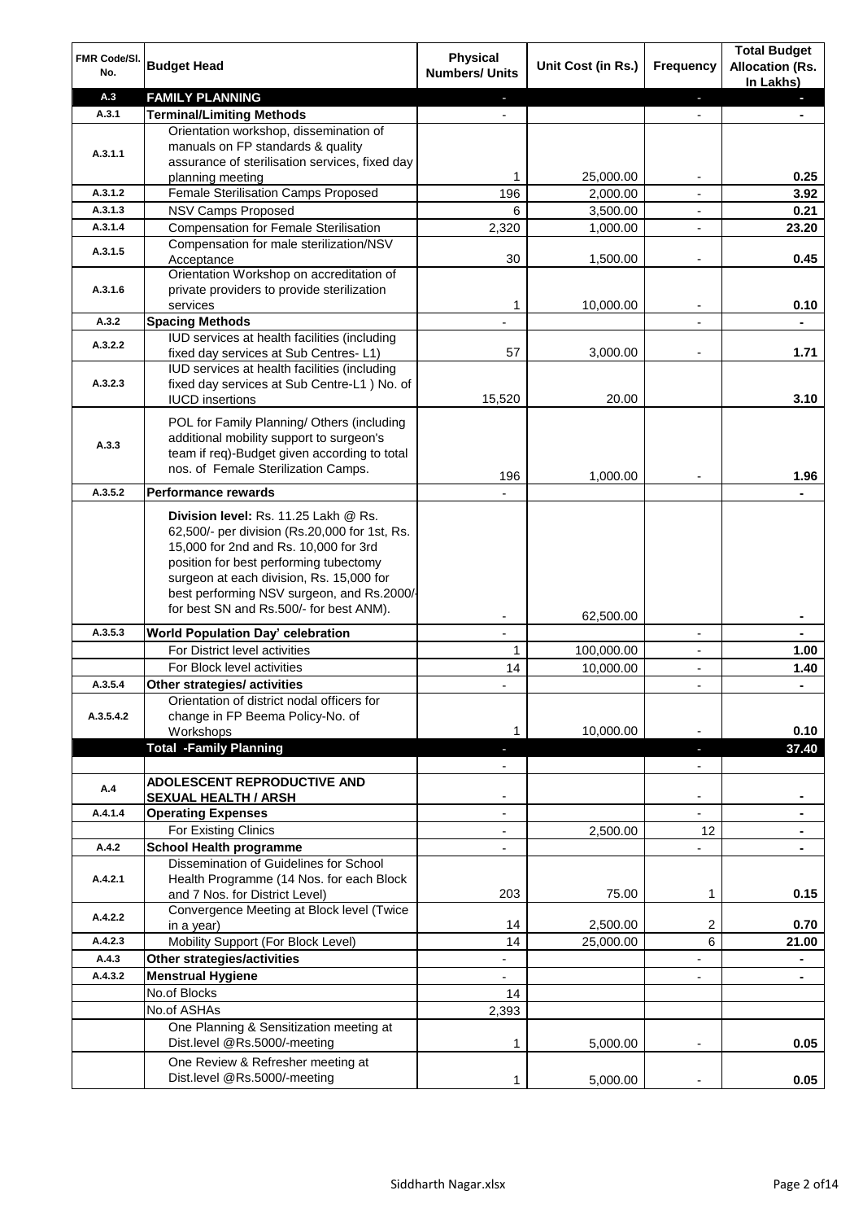| FMR Code/Sl. No. | Budget Head | Physical Numbers/ Units | Unit Cost (in Rs.) | Frequency | Total Budget Allocation (Rs. In Lakhs) |
|---|---|---|---|---|---|
| A.3 | **FAMILY PLANNING** | - | | - | - |
| A.3.1 | **Terminal/Limiting Methods** | - | | - | - |
| A.3.1.1 | Orientation workshop, dissemination of manuals on FP standards & quality assurance of sterilisation services, fixed day planning meeting | 1 | 25,000.00 | - | 0.25 |
| A.3.1.2 | Female Sterilisation Camps Proposed | 196 | 2,000.00 | - | 3.92 |
| A.3.1.3 | NSV Camps Proposed | 6 | 3,500.00 | - | 0.21 |
| A.3.1.4 | Compensation for Female Sterilisation | 2,320 | 1,000.00 | - | 23.20 |
| A.3.1.5 | Compensation for male sterilization/NSV Acceptance | 30 | 1,500.00 | - | 0.45 |
| A.3.1.6 | Orientation Workshop on accreditation of private providers to provide sterilization services | 1 | 10,000.00 | - | 0.10 |
| A.3.2 | **Spacing Methods** | - | | - | - |
| A.3.2.2 | IUD services at health facilities (including fixed day services at Sub Centres- L1) | 57 | 3,000.00 | - | 1.71 |
| A.3.2.3 | IUD services at health facilities (including fixed day services at Sub Centre-L1 ) No. of IUCD insertions | 15,520 | 20.00 | | 3.10 |
| A.3.3 | POL for Family Planning/ Others (including additional mobility support to surgeon's team if req)-Budget given according to total nos. of Female Sterilization Camps. | 196 | 1,000.00 | - | 1.96 |
| A.3.5.2 | **Performance rewards** | - | | | - |
| | **Division level:** Rs. 11.25 Lakh @ Rs. 62,500/- per division (Rs.20,000 for 1st, Rs. 15,000 for 2nd and Rs. 10,000 for 3rd position for best performing tubectomy surgeon at each division, Rs. 15,000 for best performing NSV surgeon, and Rs.2000/- for best SN and Rs.500/- for best ANM). | - | 62,500.00 | | - |
| A.3.5.3 | **World Population Day' celebration** | - | | - | - |
| | For District level activities | 1 | 100,000.00 | - | 1.00 |
| | For Block level activities | 14 | 10,000.00 | - | 1.40 |
| A.3.5.4 | **Other strategies/ activities** | - | | - | - |
| A.3.5.4.2 | Orientation of district nodal officers for change in FP Beema Policy-No. of Workshops | 1 | 10,000.00 | - | 0.10 |
| | **Total -Family Planning** | - | | - | 37.40 |
| | | - | | - | |
| A.4 | **ADOLESCENT REPRODUCTIVE AND SEXUAL HEALTH / ARSH** | - | | - | - |
| A.4.1.4 | **Operating Expenses** | - | | - | - |
| | For Existing Clinics | - | 2,500.00 | 12 | - |
| A.4.2 | **School Health programme** | - | | - | - |
| A.4.2.1 | Dissemination of Guidelines for School Health Programme (14 Nos. for each Block and 7 Nos. for District Level) | 203 | 75.00 | 1 | 0.15 |
| A.4.2.2 | Convergence Meeting at Block level (Twice in a year) | 14 | 2,500.00 | 2 | 0.70 |
| A.4.2.3 | Mobility Support (For Block Level) | 14 | 25,000.00 | 6 | 21.00 |
| A.4.3 | **Other strategies/activities** | - | | - | - |
| A.4.3.2 | **Menstrual Hygiene** | - | | - | - |
| | No.of Blocks | 14 | | | |
| | No.of ASHAs | 2,393 | | | |
| | One Planning & Sensitization meeting at Dist.level @Rs.5000/-meeting | 1 | 5,000.00 | - | 0.05 |
| | One Review & Refresher meeting at Dist.level @Rs.5000/-meeting | 1 | 5,000.00 | - | 0.05 |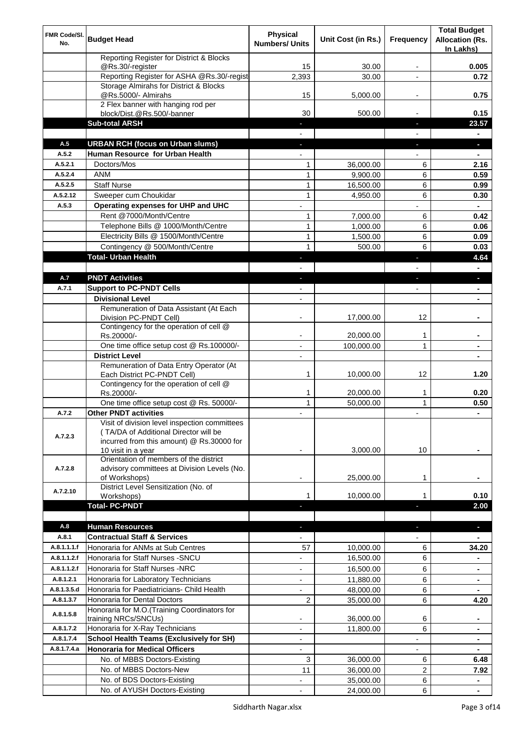| FMR Code/Sl. No. | Budget Head | Physical Numbers/ Units | Unit Cost (in Rs.) | Frequency | Total Budget Allocation (Rs. In Lakhs) |
|---|---|---|---|---|---|
| | Reporting Register for District & Blocks @Rs.30/-register | 15 | 30.00 | - | 0.005 |
| | Reporting Register for ASHA @Rs.30/-regist | 2,393 | 30.00 | - | 0.72 |
| | Storage Almirahs for District & Blocks @Rs.5000/- Almirahs | 15 | 5,000.00 | - | 0.75 |
| | 2 Flex banner with hanging rod per block/Dist.@Rs.500/-banner | 30 | 500.00 | - | 0.15 |
| | **Sub-total ARSH** | - | | - | **23.57** |
| | | - | | - | - |
| **A.5** | **URBAN RCH (focus on Urban slums)** | - | | - | - |
| **A.5.2** | **Human Resource for Urban Health** | - | | - | - |
| A.5.2.1 | Doctors/Mos | 1 | 36,000.00 | 6 | 2.16 |
| A.5.2.4 | ANM | 1 | 9,900.00 | 6 | 0.59 |
| A.5.2.5 | Staff Nurse | 1 | 16,500.00 | 6 | 0.99 |
| A.5.2.12 | Sweeper cum Choukidar | 1 | 4,950.00 | 6 | 0.30 |
| A.5.3 | **Operating expenses for UHP and UHC** | - | | - | - |
| | Rent @7000/Month/Centre | 1 | 7,000.00 | 6 | 0.42 |
| | Telephone Bills @ 1000/Month/Centre | 1 | 1,000.00 | 6 | 0.06 |
| | Electricity Bills @ 1500/Month/Centre | 1 | 1,500.00 | 6 | 0.09 |
| | Contingency @ 500/Month/Centre | 1 | 500.00 | 6 | 0.03 |
| | **Total- Urban Health** | - | | - | **4.64** |
| | | - | | - | - |
| **A.7** | **PNDT Activities** | - | | - | - |
| **A.7.1** | **Support to PC-PNDT Cells** | - | | - | - |
| | **Divisional Level** | - | | | - |
| | Remuneration of Data Assistant (At Each Division PC-PNDT Cell) | - | 17,000.00 | 12 | - |
| | Contingency for the operation of cell @ Rs.20000/- | - | 20,000.00 | 1 | - |
| | One time office setup cost @ Rs.100000/- | - | 100,000.00 | 1 | - |
| | **District Level** | - | | | - |
| | Remuneration of Data Entry Operator (At Each District PC-PNDT Cell) | 1 | 10,000.00 | 12 | 1.20 |
| | Contingency for the operation of cell @ Rs.20000/- | 1 | 20,000.00 | 1 | 0.20 |
| | One time office setup cost @ Rs. 50000/- | 1 | 50,000.00 | 1 | 0.50 |
| **A.7.2** | **Other PNDT activities** | - | | - | - |
| A.7.2.3 | Visit of division level inspection committees ( TA/DA of Additional Director will be incurred from this amount) @ Rs.30000 for 10 visit in a year | - | 3,000.00 | 10 | - |
| A.7.2.8 | Orientation of members of the district advisory committees at Division Levels (No. of Workshops) | - | 25,000.00 | 1 | - |
| A.7.2.10 | District Level Sensitization (No. of Workshops) | 1 | 10,000.00 | 1 | 0.10 |
| | **Total- PC-PNDT** | - | | - | **2.00** |
| | | | | | |
| **A.8** | **Human Resources** | - | | - | - |
| **A.8.1** | **Contractual Staff & Services** | - | | - | - |
| A.8.1.1.1.f | Honoraria for ANMs at Sub Centres | 57 | 10,000.00 | 6 | 34.20 |
| A.8.1.1.2.f | Honoraria for Staff Nurses -SNCU | - | 16,500.00 | 6 | - |
| A.8.1.1.2.f | Honoraria for Staff Nurses -NRC | - | 16,500.00 | 6 | - |
| A.8.1.2.1 | Honoraria for Laboratory Technicians | - | 11,880.00 | 6 | - |
| A.8.1.3.5.d | Honoraria for Paediatricians- Child Health | - | 48,000.00 | 6 | - |
| A.8.1.3.7 | Honoraria for Dental Doctors | 2 | 35,000.00 | 6 | 4.20 |
| A.8.1.5.8 | Honoraria for M.O.(Training Coordinators for training NRCs/SNCUs) | - | 36,000.00 | 6 | - |
| A.8.1.7.2 | Honoraria for X-Ray Technicians | - | 11,800.00 | 6 | - |
| A.8.1.7.4 | **School Health Teams (Exclusively for SH)** | - | | - | - |
| A.8.1.7.4.a | **Honoraria for Medical Officers** | - | | - | - |
| | No. of MBBS Doctors-Existing | 3 | 36,000.00 | 6 | 6.48 |
| | No. of MBBS Doctors-New | 11 | 36,000.00 | 2 | 7.92 |
| | No. of BDS Doctors-Existing | - | 35,000.00 | 6 | - |
| | No. of AYUSH Doctors-Existing | - | 24,000.00 | 6 | - |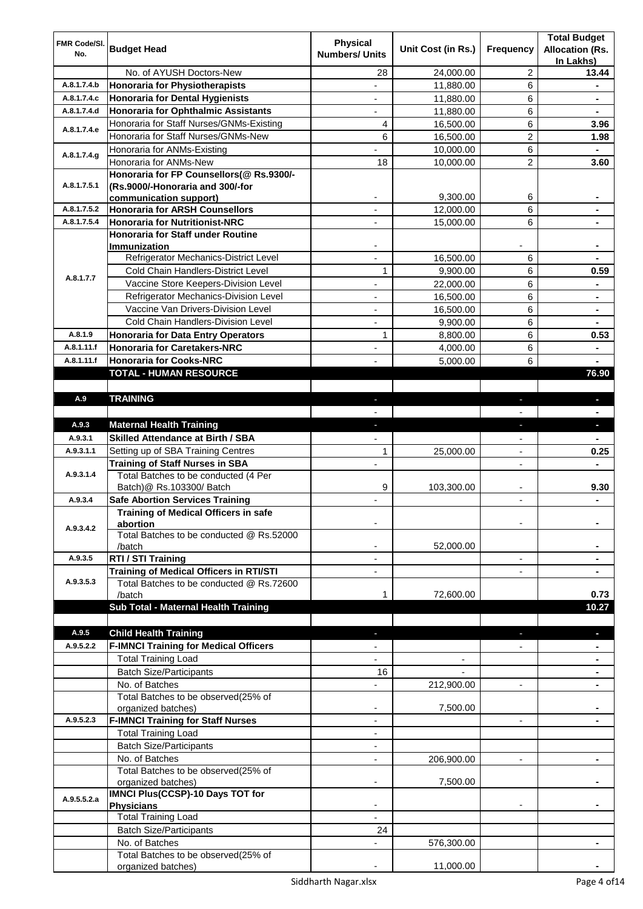| FMR Code/Sl. No. | Budget Head | Physical Numbers/ Units | Unit Cost (in Rs.) | Frequency | Total Budget Allocation (Rs. In Lakhs) |
|---|---|---|---|---|---|
| | No. of AYUSH Doctors-New | 28 | 24,000.00 | 2 | **13.44** |
| A.8.1.7.4.b | **Honoraria for Physiotherapists** | - | 11,880.00 | 6 | **-** |
| A.8.1.7.4.c | **Honoraria for Dental Hygienists** | - | 11,880.00 | 6 | **-** |
| A.8.1.7.4.d | **Honoraria for Ophthalmic Assistants** | - | 11,880.00 | 6 | **-** |
| A.8.1.7.4.e | Honoraria for Staff Nurses/GNMs-Existing | 4 | 16,500.00 | 6 | **3.96** |
| | Honoraria for Staff Nurses/GNMs-New | 6 | 16,500.00 | 2 | **1.98** |
| A.8.1.7.4.g | Honoraria for ANMs-Existing | - | 10,000.00 | 6 | **-** |
| | Honoraria for ANMs-New | 18 | 10,000.00 | 2 | **3.60** |
| A.8.1.7.5.1 | **Honoraria for FP Counsellors(@ Rs.9300/- (Rs.9000/-Honoraria and 300/-for communication support)** | - | 9,300.00 | 6 | **-** |
| A.8.1.7.5.2 | **Honoraria for ARSH Counsellors** | - | 12,000.00 | 6 | **-** |
| A.8.1.7.5.4 | **Honoraria for Nutritionist-NRC** | - | 15,000.00 | 6 | **-** |
| A.8.1.7.7 | **Honoraria for Staff under Routine Immunization** | - | | - | **-** |
| | Refrigerator Mechanics-District Level | - | 16,500.00 | 6 | **-** |
| | Cold Chain Handlers-District Level | 1 | 9,900.00 | 6 | **0.59** |
| | Vaccine Store Keepers-Division Level | - | 22,000.00 | 6 | **-** |
| | Refrigerator Mechanics-Division Level | - | 16,500.00 | 6 | **-** |
| | Vaccine Van Drivers-Division Level | - | 16,500.00 | 6 | **-** |
| | Cold Chain Handlers-Division Level | - | 9,900.00 | 6 | **-** |
| A.8.1.9 | **Honoraria for Data Entry Operators** | 1 | 8,800.00 | 6 | **0.53** |
| A.8.1.11.f | **Honoraria for Caretakers-NRC** | - | 4,000.00 | 6 | **-** |
| A.8.1.11.f | **Honoraria for Cooks-NRC** | - | 5,000.00 | 6 | **-** |
| | **TOTAL - HUMAN RESOURCE** | | | | **76.90** |
| | | | | | |
| A.9 | **TRAINING** | - | | - | **-** |
| | | - | | - | **-** |
| A.9.3 | **Maternal Health Training** | - | | - | **-** |
| A.9.3.1 | **Skilled Attendance at Birth / SBA** | - | | - | **-** |
| A.9.3.1.1 | Setting up of SBA Training Centres | 1 | 25,000.00 | - | **0.25** |
| A.9.3.1.4 | **Training of Staff Nurses in SBA** | - | | - | **-** |
| | Total Batches to be conducted (4 Per Batch)@ Rs.103300/ Batch | 9 | 103,300.00 | - | **9.30** |
| A.9.3.4 | **Safe Abortion Services Training** | - | | - | **-** |
| A.9.3.4.2 | **Training of Medical Officers in safe abortion** | - | | - | **-** |
| | Total Batches to be conducted @ Rs.52000 /batch | - | 52,000.00 | | **-** |
| A.9.3.5 | **RTI / STI Training** | - | | - | **-** |
| A.9.3.5.3 | **Training of Medical Officers in RTI/STI** | - | | - | **-** |
| | Total Batches to be conducted @ Rs.72600 /batch | 1 | 72,600.00 | | **0.73** |
| | **Sub Total - Maternal Health Training** | | | | **10.27** |
| | | | | | |
| A.9.5 | **Child Health Training** | - | | - | **-** |
| A.9.5.2.2 | **F-IMNCI Training for Medical Officers** | - | | - | **-** |
| | Total Training Load | - | - | | **-** |
| | Batch Size/Participants | 16 | - | | **-** |
| | No. of Batches | - | 212,900.00 | - | **-** |
| | Total Batches to be observed(25% of organized batches) | - | 7,500.00 | | **-** |
| A.9.5.2.3 | **F-IMNCI Training for Staff Nurses** | - | | - | **-** |
| | Total Training Load | - | | | |
| | Batch Size/Participants | - | | | |
| | No. of Batches | - | 206,900.00 | - | **-** |
| | Total Batches to be observed(25% of organized batches) | - | 7,500.00 | | **-** |
| A.9.5.5.2.a | **IMNCI Plus(CCSP)-10 Days TOT for Physicians** | - | | - | **-** |
| | Total Training Load | - | | | |
| | Batch Size/Participants | 24 | | | |
| | No. of Batches | - | 576,300.00 | | **-** |
| | Total Batches to be observed(25% of organized batches) | - | 11,000.00 | | **-** |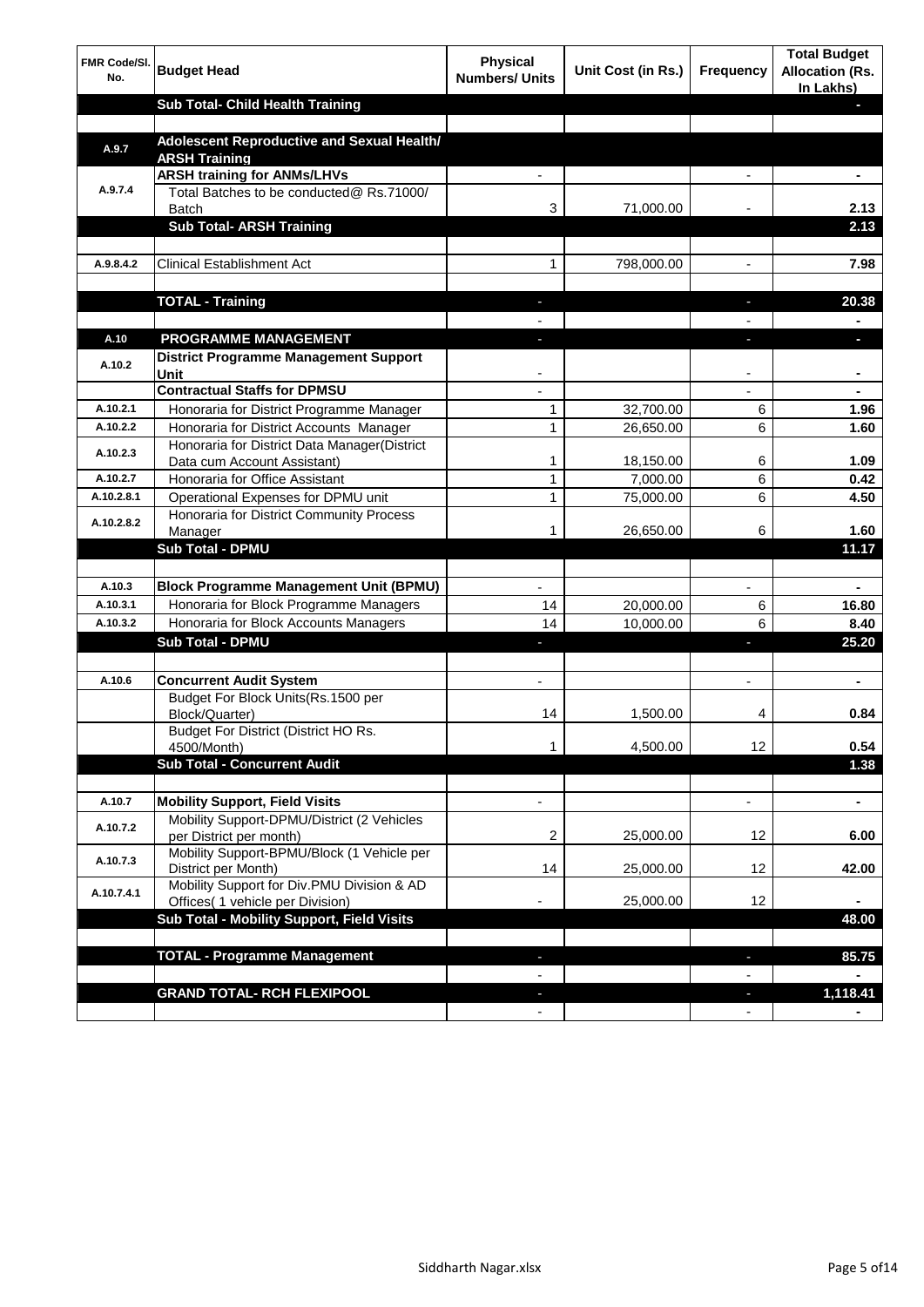| FMR Code/Sl. No. | Budget Head | Physical Numbers/ Units | Unit Cost (in Rs.) | Frequency | Total Budget Allocation (Rs. In Lakhs) |
|---|---|---|---|---|---|
| | **Sub Total- Child Health Training** | | | | - |
| | | | | | |
| A.9.7 | **Adolescent Reproductive and Sexual Health/ ARSH Training** | | | | |
| A.9.7.4 | **ARSH training for ANMs/LHVs** | - | | - | - |
| | Total Batches to be conducted@ Rs.71000/ Batch | 3 | 71,000.00 | - | 2.13 |
| | **Sub Total- ARSH Training** | | | | 2.13 |
| | | | | | |
| A.9.8.4.2 | Clinical Establishment Act | 1 | 798,000.00 | - | 7.98 |
| | | | | | |
| | **TOTAL - Training** | - | | - | 20.38 |
| | | - | | - | - |
| A.10 | **PROGRAMME MANAGEMENT** | - | | - | - |
| A.10.2 | **District Programme Management Support Unit** | - | | - | - |
| | **Contractual Staffs for DPMSU** | - | | - | - |
| A.10.2.1 | Honoraria for District Programme Manager | 1 | 32,700.00 | 6 | 1.96 |
| A.10.2.2 | Honoraria for District Accounts Manager | 1 | 26,650.00 | 6 | 1.60 |
| A.10.2.3 | Honoraria for District Data Manager(District Data cum Account Assistant) | 1 | 18,150.00 | 6 | 1.09 |
| A.10.2.7 | Honoraria for Office Assistant | 1 | 7,000.00 | 6 | 0.42 |
| A.10.2.8.1 | Operational Expenses for DPMU unit | 1 | 75,000.00 | 6 | 4.50 |
| A.10.2.8.2 | Honoraria for District Community Process Manager | 1 | 26,650.00 | 6 | 1.60 |
| | **Sub Total - DPMU** | | | | 11.17 |
| | | | | | |
| A.10.3 | **Block Programme Management Unit (BPMU)** | - | | - | - |
| A.10.3.1 | Honoraria for Block Programme Managers | 14 | 20,000.00 | 6 | 16.80 |
| A.10.3.2 | Honoraria for Block Accounts Managers | 14 | 10,000.00 | 6 | 8.40 |
| | **Sub Total - DPMU** | - | | - | 25.20 |
| | | | | | |
| A.10.6 | **Concurrent Audit System** | - | | - | - |
| | Budget For Block Units(Rs.1500 per Block/Quarter) | 14 | 1,500.00 | 4 | 0.84 |
| | Budget For District (District HO Rs. 4500/Month) | 1 | 4,500.00 | 12 | 0.54 |
| | **Sub Total - Concurrent Audit** | | | | 1.38 |
| | | | | | |
| A.10.7 | **Mobility Support, Field Visits** | - | | - | - |
| A.10.7.2 | Mobility Support-DPMU/District (2 Vehicles per District per month) | 2 | 25,000.00 | 12 | 6.00 |
| A.10.7.3 | Mobility Support-BPMU/Block (1 Vehicle per District per Month) | 14 | 25,000.00 | 12 | 42.00 |
| A.10.7.4.1 | Mobility Support for Div.PMU Division & AD Offices( 1 vehicle per Division) | - | 25,000.00 | 12 | - |
| | **Sub Total - Mobility Support, Field Visits** | | | | 48.00 |
| | | | | | |
| | **TOTAL - Programme Management** | - | | - | 85.75 |
| | | - | | - | - |
| | **GRAND TOTAL- RCH FLEXIPOOL** | - | | - | 1,118.41 |
| | | - | | - | - |

Siddharth Nagar.xlsx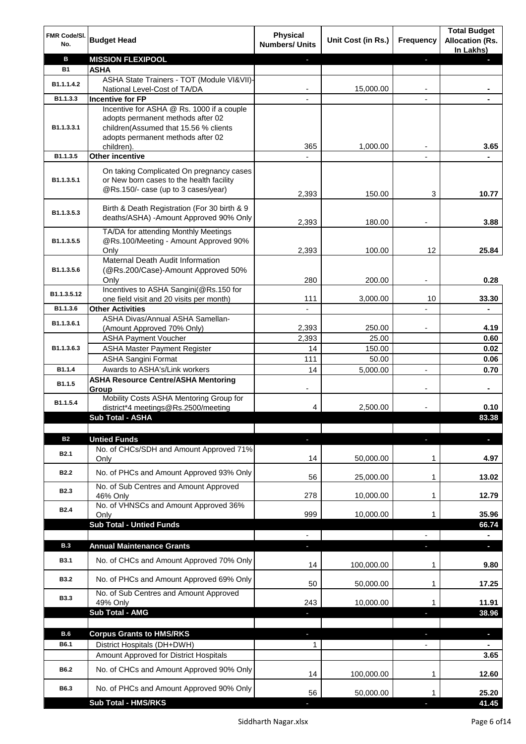| FMR Code/Sl. No. | Budget Head | Physical Numbers/ Units | Unit Cost (in Rs.) | Frequency | Total Budget Allocation (Rs. In Lakhs) |
|---|---|---|---|---|---|
| **B** | **MISSION FLEXIPOOL** | - | | - | - |
| **B1** | **ASHA** | | | | |
| B1.1.1.4.2 | ASHA State Trainers - TOT (Module VI&VII)-National Level-Cost of TA/DA | - | 15,000.00 | - | - |
| B1.1.3.3 | **Incentive for FP** | - | | - | - |
| B1.1.3.3.1 | Incentive for ASHA @ Rs. 1000 if a couple adopts permanent methods after 02 children(Assumed that 15.56 % clients adopts permanent methods after 02 children). | 365 | 1,000.00 | - | 3.65 |
| B1.1.3.5 | **Other incentive** | - | | - | - |
| B1.1.3.5.1 | On taking Complicated On pregnancy cases or New born cases to the health facility @Rs.150/- case (up to 3 cases/year) | 2,393 | 150.00 | 3 | 10.77 |
| B1.1.3.5.3 | Birth & Death Registration (For 30 birth & 9 deaths/ASHA) -Amount Approved 90% Only | 2,393 | 180.00 | - | 3.88 |
| B1.1.3.5.5 | TA/DA for attending Monthly Meetings @Rs.100/Meeting - Amount Approved 90% Only | 2,393 | 100.00 | 12 | 25.84 |
| B1.1.3.5.6 | Maternal Death Audit Information (@Rs.200/Case)-Amount Approved 50% Only | 280 | 200.00 | - | 0.28 |
| B1.1.3.5.12 | Incentives to ASHA Sangini(@Rs.150 for one field visit and 20 visits per month) | 111 | 3,000.00 | 10 | 33.30 |
| B1.1.3.6 | **Other Activities** | - | | - | - |
| B1.1.3.6.1 | ASHA Divas/Annual ASHA Samellan-(Amount Approved 70% Only) | 2,393 | 250.00 | - | 4.19 |
| B1.1.3.6.3 | ASHA Payment Voucher | 2,393 | 25.00 | | 0.60 |
| | ASHA Master Payment Register | 14 | 150.00 | | 0.02 |
| | ASHA Sangini Format | 111 | 50.00 | | 0.06 |
| B1.1.4 | Awards to ASHA's/Link workers | 14 | 5,000.00 | - | 0.70 |
| B1.1.5 | **ASHA Resource Centre/ASHA Mentoring Group** | - | | - | - |
| B1.1.5.4 | Mobility Costs ASHA Mentoring Group for district*4 meetings@Rs.2500/meeting | 4 | 2,500.00 | - | 0.10 |
| | **Sub Total - ASHA** | | | | **83.38** |
| | | | | | |
| **B2** | **Untied Funds** | - | | - | - |
| B2.1 | No. of CHCs/SDH and Amount Approved 71% Only | 14 | 50,000.00 | 1 | 4.97 |
| B2.2 | No. of PHCs and Amount Approved 93% Only | 56 | 25,000.00 | 1 | 13.02 |
| B2.3 | No. of Sub Centres and Amount Approved 46% Only | 278 | 10,000.00 | 1 | 12.79 |
| B2.4 | No. of VHNSCs and Amount Approved 36% Only | 999 | 10,000.00 | 1 | 35.96 |
| | **Sub Total - Untied Funds** | | | | **66.74** |
| | | - | | - | - |
| **B.3** | **Annual Maintenance Grants** | - | | - | - |
| B3.1 | No. of CHCs and Amount Approved 70% Only | 14 | 100,000.00 | 1 | 9.80 |
| B3.2 | No. of PHCs and Amount Approved 69% Only | 50 | 50,000.00 | 1 | 17.25 |
| B3.3 | No. of Sub Centres and Amount Approved 49% Only | 243 | 10,000.00 | 1 | 11.91 |
| | **Sub Total - AMG** | - | | - | **38.96** |
| | | | | | |
| **B.6** | **Corpus Grants to HMS/RKS** | - | | - | - |
| B6.1 | District Hospitals (DH+DWH) | 1 | | - | - |
| | Amount Approved for District Hospitals | | | | 3.65 |
| B6.2 | No. of CHCs and Amount Approved 90% Only | 14 | 100,000.00 | 1 | 12.60 |
| B6.3 | No. of PHCs and Amount Approved 90% Only | 56 | 50,000.00 | 1 | 25.20 |
| | **Sub Total - HMS/RKS** | - | | - | **41.45** |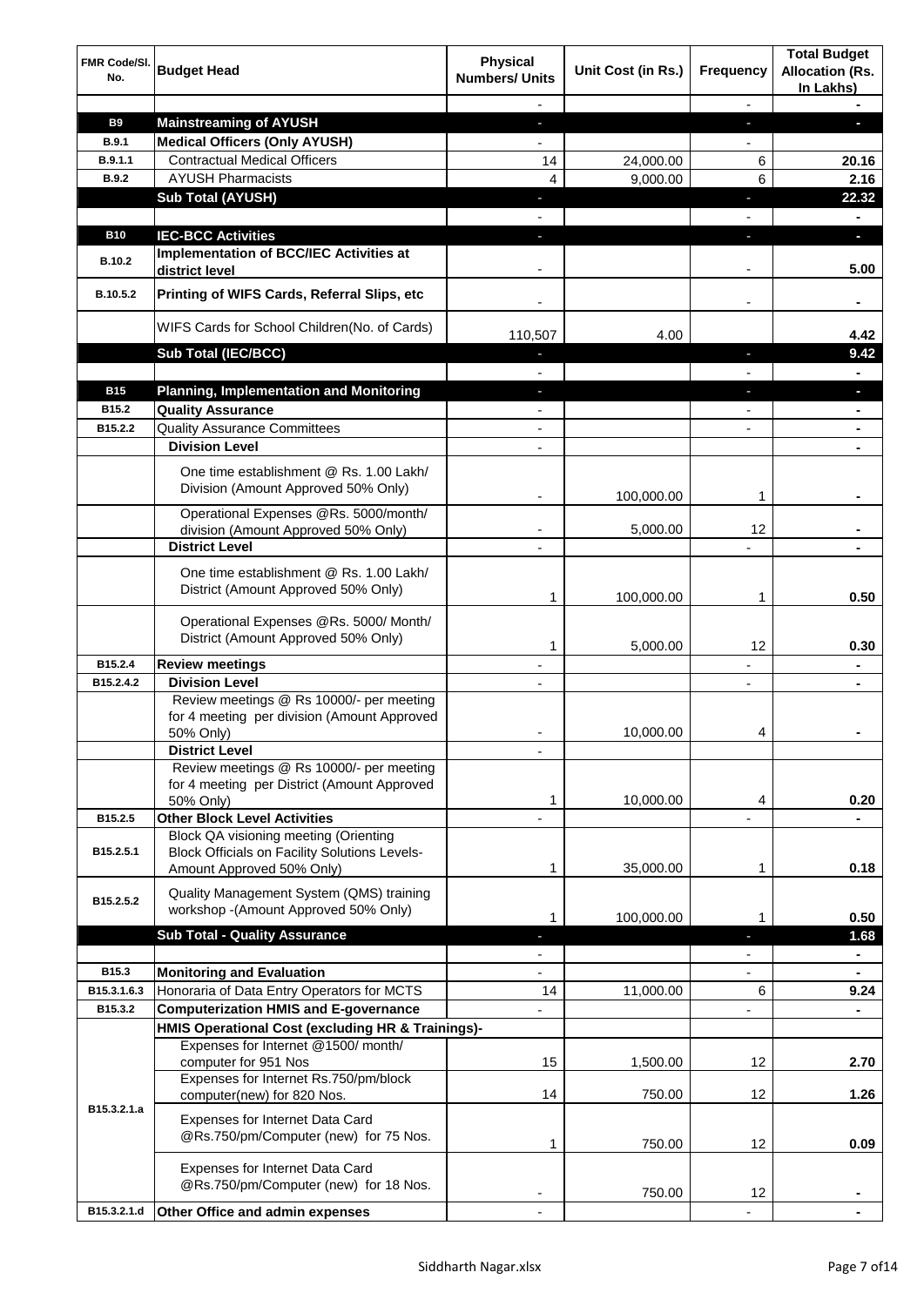| FMR Code/Sl. No. | Budget Head | Physical Numbers/ Units | Unit Cost (in Rs.) | Frequency | Total Budget Allocation (Rs. In Lakhs) |
|---|---|---|---|---|---|
| | | - | | - | - |
| **B9** | **Mainstreaming of AYUSH** | - | | - | - |
| **B.9.1** | **Medical Officers (Only AYUSH)** | - | | - | |
| **B.9.1.1** | Contractual Medical Officers | 14 | 24,000.00 | 6 | **20.16** |
| **B.9.2** | AYUSH Pharmacists | 4 | 9,000.00 | 6 | **2.16** |
| | **Sub Total (AYUSH)** | - | | - | **22.32** |
| | | - | | - | - |
| **B10** | **IEC-BCC Activities** | - | | - | - |
| **B.10.2** | **Implementation of BCC/IEC Activities at district level** | - | | - | **5.00** |
| **B.10.5.2** | **Printing of WIFS Cards, Referral Slips, etc** | - | | - | - |
| | WIFS Cards for School Children(No. of Cards) | 110,507 | 4.00 | | **4.42** |
| | **Sub Total (IEC/BCC)** | - | | - | **9.42** |
| | | - | | - | - |
| **B15** | **Planning, Implementation and Monitoring** | - | | - | - |
| **B15.2** | **Quality Assurance** | - | | - | - |
| **B15.2.2** | Quality Assurance Committees | - | | - | - |
| | **Division Level** | - | | | - |
| | One time establishment @ Rs. 1.00 Lakh/ Division (Amount Approved 50% Only) | - | 100,000.00 | 1 | - |
| | Operational Expenses @Rs. 5000/month/ division (Amount Approved 50% Only) | - | 5,000.00 | 12 | - |
| | **District Level** | - | | - | - |
| | One time establishment @ Rs. 1.00 Lakh/ District (Amount Approved 50% Only) | 1 | 100,000.00 | 1 | **0.50** |
| | Operational Expenses @Rs. 5000/ Month/ District (Amount Approved 50% Only) | 1 | 5,000.00 | 12 | **0.30** |
| **B15.2.4** | **Review meetings** | - | | - | - |
| **B15.2.4.2** | **Division Level** | - | | - | - |
| | Review meetings @ Rs 10000/- per meeting for 4 meeting per division (Amount Approved 50% Only) | - | 10,000.00 | 4 | - |
| | **District Level** | - | | | |
| | Review meetings @ Rs 10000/- per meeting for 4 meeting per District (Amount Approved 50% Only) | 1 | 10,000.00 | 4 | **0.20** |
| **B15.2.5** | **Other Block Level Activities** | - | | - | - |
| **B15.2.5.1** | Block QA visioning meeting (Orienting Block Officials on Facility Solutions Levels- Amount Approved 50% Only) | 1 | 35,000.00 | 1 | **0.18** |
| **B15.2.5.2** | Quality Management System (QMS) training workshop -(Amount Approved 50% Only) | 1 | 100,000.00 | 1 | **0.50** |
| | **Sub Total - Quality Assurance** | - | | - | **1.68** |
| | | - | | - | - |
| **B15.3** | **Monitoring and Evaluation** | - | | - | - |
| **B15.3.1.6.3** | Honoraria of Data Entry Operators for MCTS | 14 | 11,000.00 | 6 | **9.24** |
| **B15.3.2** | **Computerization HMIS and E-governance** | - | | - | - |
| | **HMIS Operational Cost (excluding HR & Trainings)-** | | | | |
| **B15.3.2.1.a** | Expenses for Internet @1500/ month/ computer for 951 Nos | 15 | 1,500.00 | 12 | **2.70** |
| | Expenses for Internet Rs.750/pm/block computer(new) for 820 Nos. | 14 | 750.00 | 12 | **1.26** |
| | Expenses for Internet Data Card @Rs.750/pm/Computer (new) for 75 Nos. | 1 | 750.00 | 12 | **0.09** |
| | Expenses for Internet Data Card @Rs.750/pm/Computer (new) for 18 Nos. | - | 750.00 | 12 | - |
| **B15.3.2.1.d** | **Other Office and admin expenses** | - | | - | - |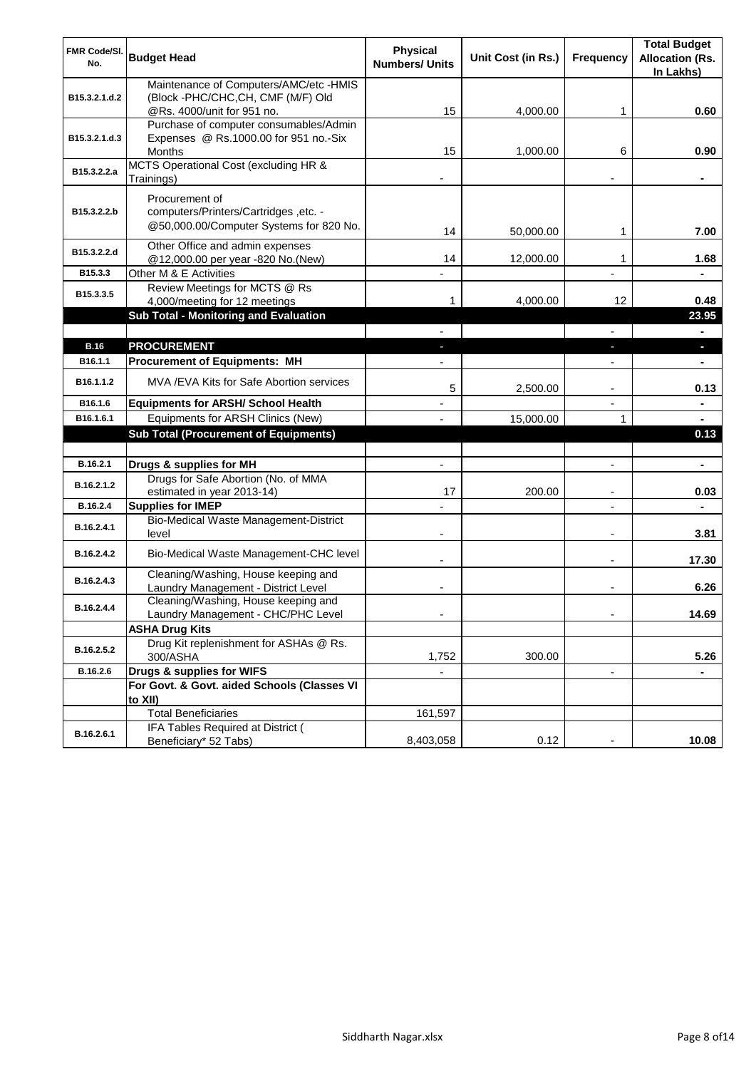| FMR Code/Sl. No. | Budget Head | Physical Numbers/ Units | Unit Cost (in Rs.) | Frequency | Total Budget Allocation (Rs. In Lakhs) |
|---|---|---|---|---|---|
| B15.3.2.1.d.2 | Maintenance of Computers/AMC/etc -HMIS (Block -PHC/CHC,CH, CMF (M/F) Old @Rs. 4000/unit for 951 no. | 15 | 4,000.00 | 1 | 0.60 |
| B15.3.2.1.d.3 | Purchase of computer consumables/Admin Expenses @ Rs.1000.00 for 951 no.-Six Months | 15 | 1,000.00 | 6 | 0.90 |
| B15.3.2.2.a | MCTS Operational Cost (excluding HR & Trainings) | - | | - | - |
| B15.3.2.2.b | Procurement of computers/Printers/Cartridges ,etc. - @50,000.00/Computer Systems for 820 No. | 14 | 50,000.00 | 1 | 7.00 |
| B15.3.2.2.d | Other Office and admin expenses @12,000.00 per year -820 No.(New) | 14 | 12,000.00 | 1 | 1.68 |
| B15.3.3 | Other M & E Activities | - | | - | - |
| B15.3.3.5 | Review Meetings for MCTS @ Rs 4,000/meeting for 12 meetings | 1 | 4,000.00 | 12 | 0.48 |
| | **Sub Total - Monitoring and Evaluation** | | | | **23.95** |
| | | - | | - | - |
| **B.16** | **PROCUREMENT** | - | | - | - |
| B16.1.1 | **Procurement of Equipments: MH** | - | | - | - |
| B16.1.1.2 | MVA /EVA Kits for Safe Abortion services | 5 | 2,500.00 | - | 0.13 |
| B16.1.6 | **Equipments for ARSH/ School Health** | - | | - | - |
| B16.1.6.1 | Equipments for ARSH Clinics (New) | - | 15,000.00 | 1 | - |
| | **Sub Total (Procurement of Equipments)** | | | | **0.13** |
| | | | | | |
| B.16.2.1 | **Drugs & supplies for MH** | - | | - | - |
| B.16.2.1.2 | Drugs for Safe Abortion (No. of MMA estimated in year 2013-14) | 17 | 200.00 | - | 0.03 |
| B.16.2.4 | **Supplies for IMEP** | - | | - | - |
| B.16.2.4.1 | Bio-Medical Waste Management-District level | - | | - | 3.81 |
| B.16.2.4.2 | Bio-Medical Waste Management-CHC level | - | | - | 17.30 |
| B.16.2.4.3 | Cleaning/Washing, House keeping and Laundry Management - District Level | - | | - | 6.26 |
| B.16.2.4.4 | Cleaning/Washing, House keeping and Laundry Management - CHC/PHC Level | - | | - | 14.69 |
| | **ASHA Drug Kits** | | | | |
| B.16.2.5.2 | Drug Kit replenishment for ASHAs @ Rs. 300/ASHA | 1,752 | 300.00 | | 5.26 |
| B.16.2.6 | **Drugs & supplies for WIFS** | - | | - | - |
| | **For Govt. & Govt. aided Schools (Classes VI to XII)** | | | | |
| | Total Beneficiaries | 161,597 | | | |
| B.16.2.6.1 | IFA Tables Required at District ( Beneficiary* 52 Tabs) | 8,403,058 | 0.12 | - | 10.08 |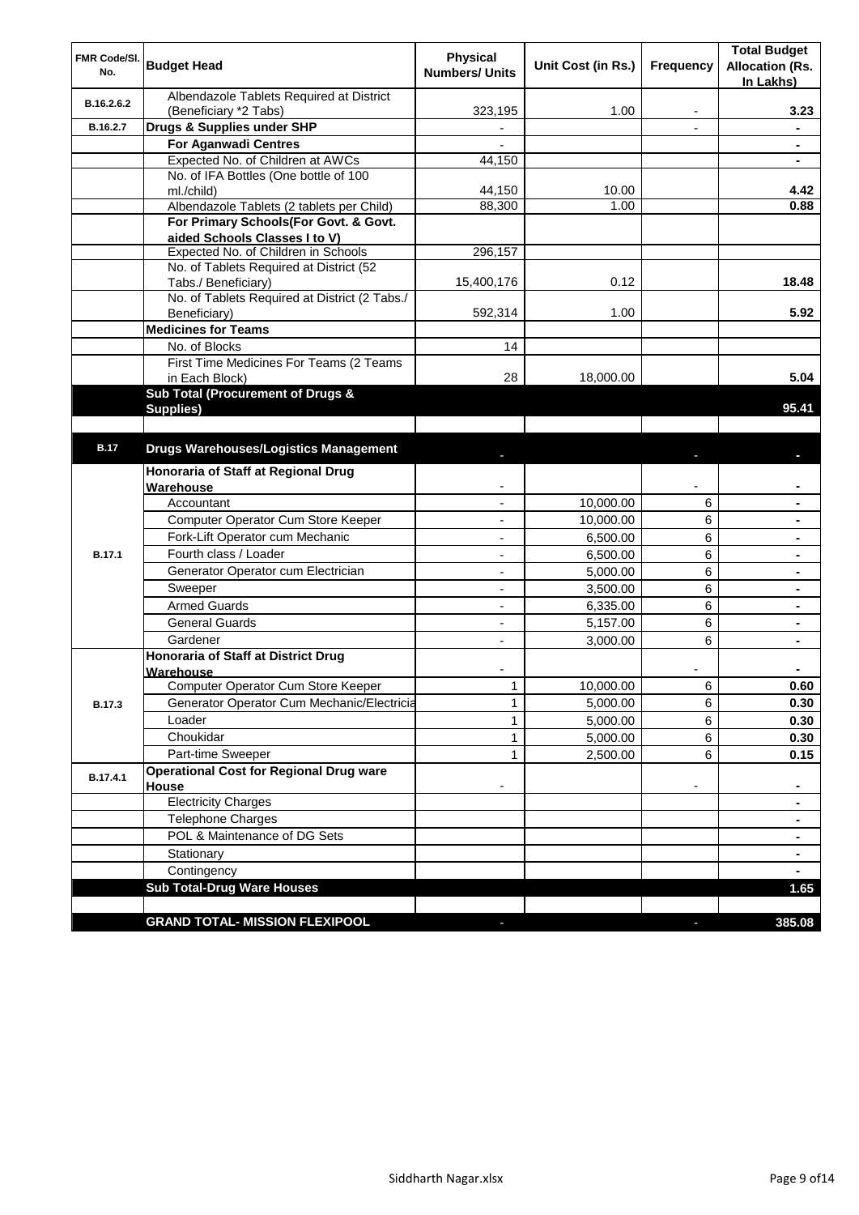| FMR Code/Sl. No. | Budget Head | Physical Numbers/ Units | Unit Cost (in Rs.) | Frequency | Total Budget Allocation (Rs. In Lakhs) |
|---|---|---|---|---|---|
| B.16.2.6.2 | Albendazole Tablets Required at District (Beneficiary *2 Tabs) | 323,195 | 1.00 | - | 3.23 |
| B.16.2.7 | **Drugs & Supplies under SHP** | - | | - | - |
| | **For Aganwadi Centres** | - | | | - |
| | Expected No. of Children at AWCs | 44,150 | | | - |
| | No. of IFA Bottles (One bottle of 100 ml./child) | 44,150 | 10.00 | | 4.42 |
| | Albendazole Tablets (2 tablets per Child) | 88,300 | 1.00 | | 0.88 |
| | **For Primary Schools(For Govt. & Govt. aided Schools Classes I to V)** | | | | |
| | Expected No. of Children in Schools | 296,157 | | | |
| | No. of Tablets Required at District (52 Tabs./ Beneficiary) | 15,400,176 | 0.12 | | 18.48 |
| | No. of Tablets Required at District (2 Tabs./ Beneficiary) | 592,314 | 1.00 | | 5.92 |
| | **Medicines for Teams** | | | | |
| | No. of Blocks | 14 | | | |
| | First Time Medicines For Teams (2 Teams in Each Block) | 28 | 18,000.00 | | 5.04 |
| | **Sub Total (Procurement of Drugs & Supplies)** | | | | **95.41** |
| | | | | | |
| **B.17** | **Drugs Warehouses/Logistics Management** | - | | - | - |
| B.17.1 | **Honoraria of Staff at Regional Drug Warehouse** | - | | - | - |
| | Accountant | - | 10,000.00 | 6 | - |
| | Computer Operator Cum Store Keeper | - | 10,000.00 | 6 | - |
| | Fork-Lift Operator cum Mechanic | - | 6,500.00 | 6 | - |
| | Fourth class / Loader | - | 6,500.00 | 6 | - |
| | Generator Operator cum Electrician | - | 5,000.00 | 6 | - |
| | Sweeper | - | 3,500.00 | 6 | - |
| | Armed Guards | - | 6,335.00 | 6 | - |
| | General Guards | - | 5,157.00 | 6 | - |
| | Gardener | - | 3,000.00 | 6 | - |
| B.17.3 | **Honoraria of Staff at District Drug Warehouse** | - | | - | - |
| | Computer Operator Cum Store Keeper | 1 | 10,000.00 | 6 | 0.60 |
| | Generator Operator Cum Mechanic/Electricia | 1 | 5,000.00 | 6 | 0.30 |
| | Loader | 1 | 5,000.00 | 6 | 0.30 |
| | Choukidar | 1 | 5,000.00 | 6 | 0.30 |
| | Part-time Sweeper | 1 | 2,500.00 | 6 | 0.15 |
| B.17.4.1 | **Operational Cost for Regional Drug ware House** | - | | - | - |
| | Electricity Charges | | | | - |
| | Telephone Charges | | | | - |
| | POL & Maintenance of DG Sets | | | | - |
| | Stationary | | | | - |
| | Contingency | | | | - |
| | **Sub Total-Drug Ware Houses** | | | | **1.65** |
| | | | | | |
| | **GRAND TOTAL- MISSION FLEXIPOOL** | - | | - | **385.08** |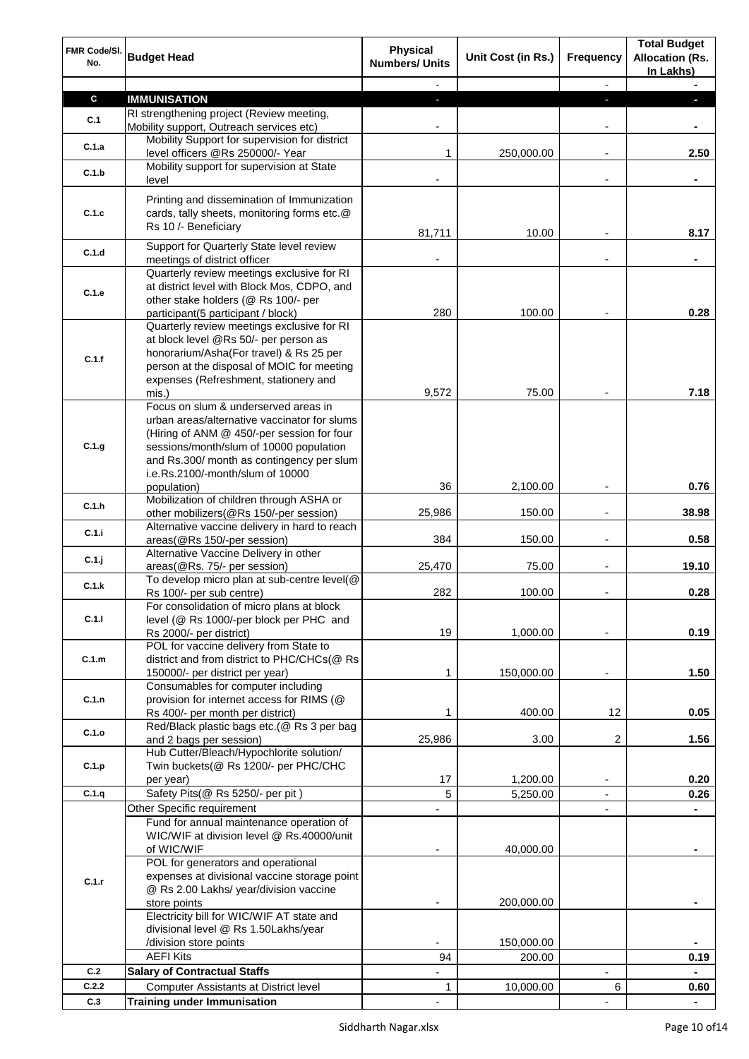| FMR Code/Sl. No. | Budget Head | Physical Numbers/ Units | Unit Cost (in Rs.) | Frequency | Total Budget Allocation (Rs. In Lakhs) |
|---|---|---|---|---|---|
| | | - | | - | - |
| **C** | **IMMUNISATION** | - | | - | - |
| C.1 | RI strengthening project (Review meeting, Mobility support, Outreach services etc) | - | | - | - |
| C.1.a | Mobility Support for supervision for district level officers @Rs 250000/- Year | 1 | 250,000.00 | - | 2.50 |
| C.1.b | Mobility support for supervision at State level | - | | - | - |
| C.1.c | Printing and dissemination of Immunization cards, tally sheets, monitoring forms etc.@ Rs 10 /- Beneficiary | 81,711 | 10.00 | - | 8.17 |
| C.1.d | Support for Quarterly State level review meetings of district officer | - | | - | - |
| C.1.e | Quarterly review meetings exclusive for RI at district level with Block Mos, CDPO, and other stake holders (@ Rs 100/- per participant(5 participant / block) | 280 | 100.00 | - | 0.28 |
| C.1.f | Quarterly review meetings exclusive for RI at block level @Rs 50/- per person as honorarium/Asha(For travel) & Rs 25 per person at the disposal of MOIC for meeting expenses (Refreshment, stationery and mis.) | 9,572 | 75.00 | - | 7.18 |
| C.1.g | Focus on slum & underserved areas in urban areas/alternative vaccinator for slums (Hiring of ANM @ 450/-per session for four sessions/month/slum of 10000 population and Rs.300/ month as contingency per slum i.e.Rs.2100/-month/slum of 10000 population) | 36 | 2,100.00 | - | 0.76 |
| C.1.h | Mobilization of children through ASHA or other mobilizers(@Rs 150/-per session) | 25,986 | 150.00 | - | 38.98 |
| C.1.i | Alternative vaccine delivery in hard to reach areas(@Rs 150/-per session) | 384 | 150.00 | - | 0.58 |
| C.1.j | Alternative Vaccine Delivery in other areas(@Rs. 75/- per session) | 25,470 | 75.00 | - | 19.10 |
| C.1.k | To develop micro plan at sub-centre level(@ Rs 100/- per sub centre) | 282 | 100.00 | - | 0.28 |
| C.1.l | For consolidation of micro plans at block level (@ Rs 1000/-per block per PHC and Rs 2000/- per district) | 19 | 1,000.00 | - | 0.19 |
| C.1.m | POL for vaccine delivery from State to district and from district to PHC/CHCs(@ Rs 150000/- per district per year) | 1 | 150,000.00 | - | 1.50 |
| C.1.n | Consumables for computer including provision for internet access for RIMS (@ Rs 400/- per month per district) | 1 | 400.00 | 12 | 0.05 |
| C.1.o | Red/Black plastic bags etc.(@ Rs 3 per bag and 2 bags per session) | 25,986 | 3.00 | 2 | 1.56 |
| C.1.p | Hub Cutter/Bleach/Hypochlorite solution/ Twin buckets(@ Rs 1200/- per PHC/CHC per year) | 17 | 1,200.00 | - | 0.20 |
| C.1.q | Safety Pits(@ Rs 5250/- per pit ) | 5 | 5,250.00 | - | 0.26 |
| C.1.r | Other Specific requirement | - | | - | - |
| | Fund for annual maintenance operation of WIC/WIF at division level @ Rs.40000/unit of WIC/WIF | - | 40,000.00 | | - |
| | POL for generators and operational expenses at divisional vaccine storage point @ Rs 2.00 Lakhs/ year/division vaccine store points | - | 200,000.00 | | - |
| | Electricity bill for WIC/WIF AT state and divisional level @ Rs 1.50Lakhs/year /division store points | - | 150,000.00 | | - |
| | AEFI Kits | 94 | 200.00 | | 0.19 |
| C.2 | **Salary of Contractual Staffs** | - | | - | - |
| C.2.2 | Computer Assistants at District level | 1 | 10,000.00 | 6 | 0.60 |
| C.3 | **Training under Immunisation** | - | | - | - |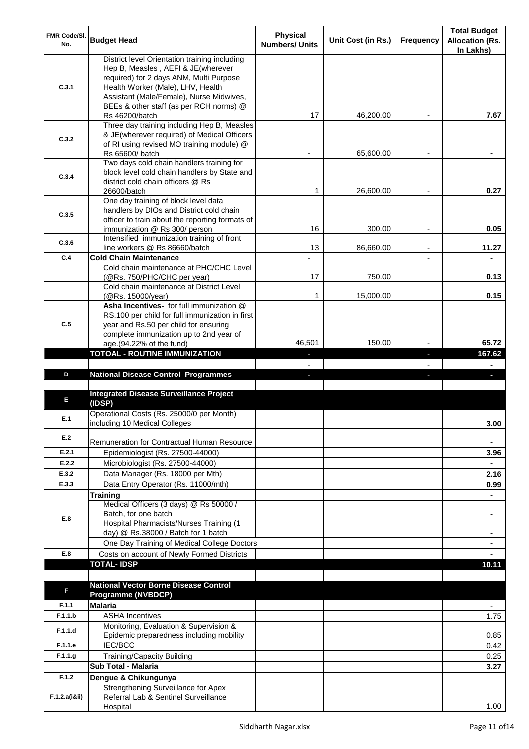| FMR Code/Sl. No. | Budget Head | Physical Numbers/ Units | Unit Cost (in Rs.) | Frequency | Total Budget Allocation (Rs. In Lakhs) |
|---|---|---|---|---|---|
| C.3.1 | District level Orientation training including Hep B, Measles , AEFI & JE(wherever required) for 2 days ANM, Multi Purpose Health Worker (Male), LHV, Health Assistant (Male/Female), Nurse Midwives, BEEs & other staff (as per RCH norms) @ Rs 46200/batch | 17 | 46,200.00 | - | 7.67 |
| C.3.2 | Three day training including Hep B, Measles & JE(wherever required) of Medical Officers of RI using revised MO training module) @ Rs 65600/ batch | - | 65,600.00 | - | - |
| C.3.4 | Two days cold chain handlers training for block level cold chain handlers by State and district cold chain officers @ Rs 26600/batch | 1 | 26,600.00 | - | 0.27 |
| C.3.5 | One day training of block level data handlers by DIOs and District cold chain officer to train about the reporting formats of immunization @ Rs 300/ person | 16 | 300.00 | - | 0.05 |
| C.3.6 | Intensified immunization training of front line workers @ Rs 86660/batch | 13 | 86,660.00 | - | 11.27 |
| C.4 | **Cold Chain Maintenance** | - | | - | - |
| | Cold chain maintenance at PHC/CHC Level (@Rs. 750/PHC/CHC per year) | 17 | 750.00 | | 0.13 |
| | Cold chain maintenance at District Level (@Rs. 15000/year) | 1 | 15,000.00 | | 0.15 |
| C.5 | **Asha Incentives-** for full immunization @ RS.100 per child for full immunization in first year and Rs.50 per child for ensuring complete immunization up to 2nd year of age.(94.22% of the fund) | 46,501 | 150.00 | - | 65.72 |
| | **TOTOAL - ROUTINE IMMUNIZATION** | - | | - | **167.62** |
| | | - | | - | - |
| **D** | **National Disease Control Programmes** | - | | - | - |
| | | | | | |
| **E** | **Integrated Disease Surveillance Project (IDSP)** | | | | |
| E.1 | Operational Costs (Rs. 25000/0 per Month) including 10 Medical Colleges | | | | 3.00 |
| E.2 | Remuneration for Contractual Human Resource | | | | - |
| E.2.1 | Epidemiologist (Rs. 27500-44000) | | | | 3.96 |
| E.2.2 | Microbiologist (Rs. 27500-44000) | | | | - |
| E.3.2 | Data Manager (Rs. 18000 per Mth) | | | | 2.16 |
| E.3.3 | Data Entry Operator (Rs. 11000/mth) | | | | 0.99 |
| E.8 | **Training** | | | | - |
| | Medical Officers (3 days) @ Rs 50000 / Batch, for one batch | | | | - |
| | Hospital Pharmacists/Nurses Training (1 day) @ Rs.38000 / Batch for 1 batch | | | | - |
| | One Day Training of Medical College Doctors | | | | - |
| E.8 | Costs on account of Newly Formed Districts | | | | - |
| | **TOTAL- IDSP** | | | | **10.11** |
| | | | | | |
| **F** | **National Vector Borne Disease Control Programme (NVBDCP)** | | | | |
| F.1.1 | **Malaria** | | | | - |
| F.1.1.b | ASHA Incentives | | | | 1.75 |
| F.1.1.d | Monitoring, Evaluation & Supervision & Epidemic preparedness including mobility | | | | 0.85 |
| F.1.1.e | IEC/BCC | | | | 0.42 |
| F.1.1.g | Training/Capacity Building | | | | 0.25 |
| | **Sub Total - Malaria** | | | | **3.27** |
| F.1.2 | **Dengue & Chikungunya** | | | | |
| F.1.2.a(i&ii) | Strengthening Surveillance for Apex Referral Lab & Sentinel Surveillance Hospital | | | | 1.00 |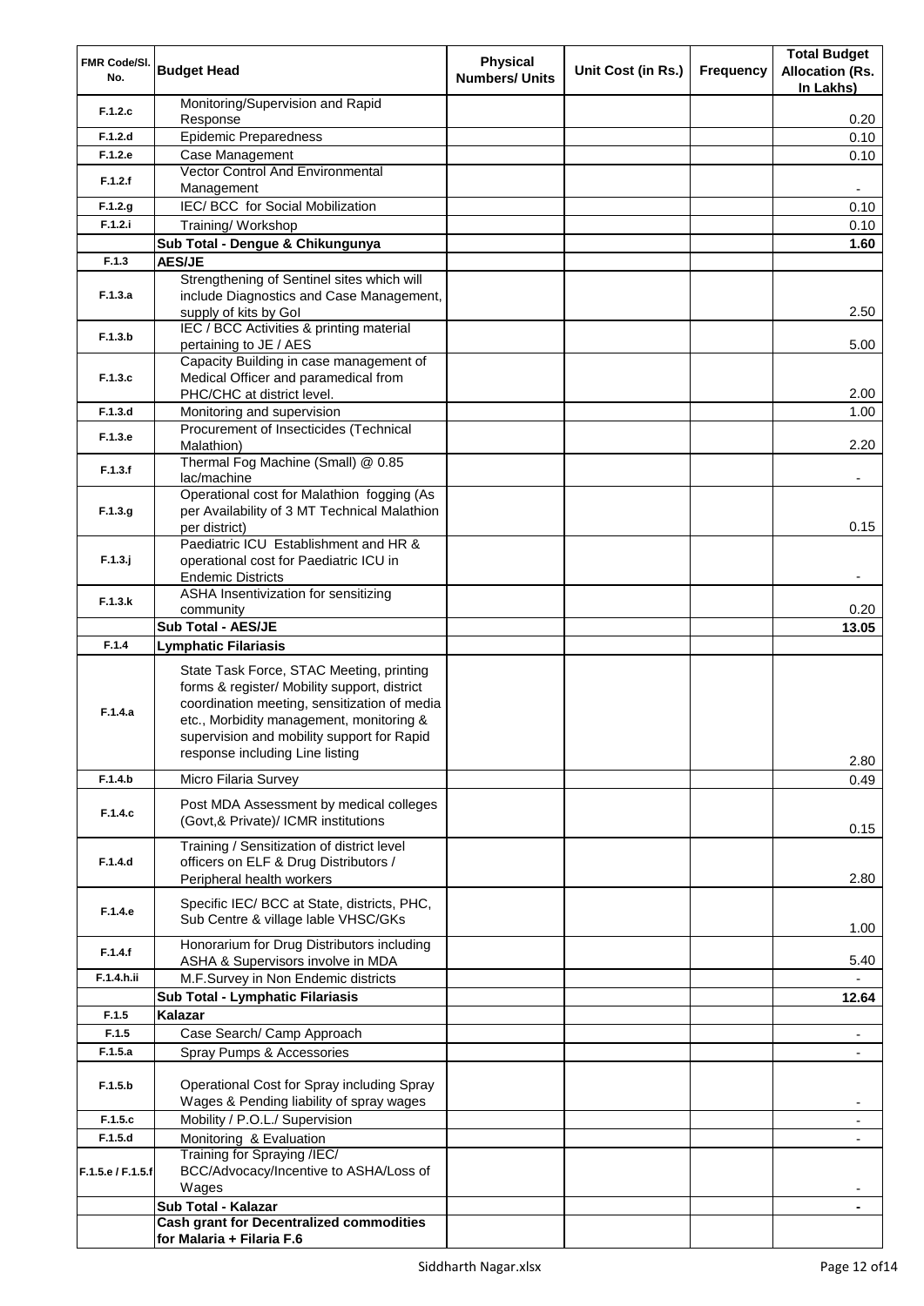| FMR Code/Sl. No. | Budget Head | Physical Numbers/ Units | Unit Cost (in Rs.) | Frequency | Total Budget Allocation (Rs. In Lakhs) |
|---|---|---|---|---|---|
| F.1.2.c | Monitoring/Supervision and Rapid Response | | | | 0.20 |
| F.1.2.d | Epidemic Preparedness | | | | 0.10 |
| F.1.2.e | Case Management | | | | 0.10 |
| F.1.2.f | Vector Control And Environmental Management | | | | - |
| F.1.2.g | IEC/ BCC for Social Mobilization | | | | 0.10 |
| F.1.2.i | Training/ Workshop | | | | 0.10 |
| | **Sub Total - Dengue & Chikungunya** | | | | **1.60** |
| F.1.3 | **AES/JE** | | | | |
| F.1.3.a | Strengthening of Sentinel sites which will include Diagnostics and Case Management, supply of kits by GoI | | | | 2.50 |
| F.1.3.b | IEC / BCC Activities & printing material pertaining to JE / AES | | | | 5.00 |
| F.1.3.c | Capacity Building in case management of Medical Officer and paramedical from PHC/CHC at district level. | | | | 2.00 |
| F.1.3.d | Monitoring and supervision | | | | 1.00 |
| F.1.3.e | Procurement of Insecticides (Technical Malathion) | | | | 2.20 |
| F.1.3.f | Thermal Fog Machine (Small) @ 0.85 lac/machine | | | | - |
| F.1.3.g | Operational cost for Malathion fogging (As per Availability of 3 MT Technical Malathion per district) | | | | 0.15 |
| F.1.3.j | Paediatric ICU Establishment and HR & operational cost for Paediatric ICU in Endemic Districts | | | | - |
| F.1.3.k | ASHA Insentivization for sensitizing community | | | | 0.20 |
| | **Sub Total - AES/JE** | | | | **13.05** |
| F.1.4 | **Lymphatic Filariasis** | | | | |
| F.1.4.a | State Task Force, STAC Meeting, printing forms & register/ Mobility support, district coordination meeting, sensitization of media etc., Morbidity management, monitoring & supervision and mobility support for Rapid response including Line listing | | | | 2.80 |
| F.1.4.b | Micro Filaria Survey | | | | 0.49 |
| F.1.4.c | Post MDA Assessment by medical colleges (Govt,& Private)/ ICMR institutions | | | | 0.15 |
| F.1.4.d | Training / Sensitization of district level officers on ELF & Drug Distributors / Peripheral health workers | | | | 2.80 |
| F.1.4.e | Specific IEC/ BCC at State, districts, PHC, Sub Centre & village lable VHSC/GKs | | | | 1.00 |
| F.1.4.f | Honorarium for Drug Distributors including ASHA & Supervisors involve in MDA | | | | 5.40 |
| F.1.4.h.ii | M.F.Survey in Non Endemic districts | | | | - |
| | **Sub Total - Lymphatic Filariasis** | | | | **12.64** |
| F.1.5 | **Kalazar** | | | | |
| F.1.5 | Case Search/ Camp Approach | | | | - |
| F.1.5.a | Spray Pumps & Accessories | | | | - |
| F.1.5.b | Operational Cost for Spray including Spray Wages & Pending liability of spray wages | | | | - |
| F.1.5.c | Mobility / P.O.L./ Supervision | | | | - |
| F.1.5.d | Monitoring & Evaluation | | | | - |
| F.1.5.e / F.1.5.f | Training for Spraying /IEC/ BCC/Advocacy/Incentive to ASHA/Loss of Wages | | | | - |
| | **Sub Total - Kalazar** | | | | **-** |
| | **Cash grant for Decentralized commodities for Malaria + Filaria F.6** | | | | |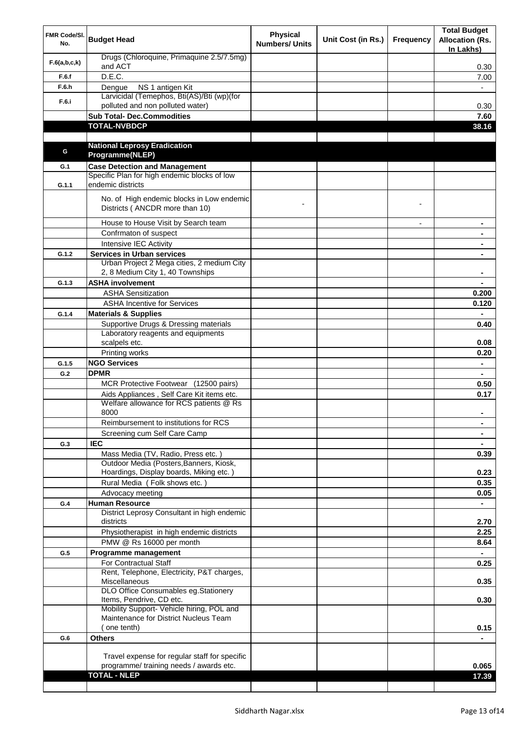| FMR Code/Sl. No. | Budget Head | Physical Numbers/ Units | Unit Cost (in Rs.) | Frequency | Total Budget Allocation (Rs. In Lakhs) |
|---|---|---|---|---|---|
| F.6(a,b,c,k) | Drugs (Chloroquine, Primaquine 2.5/7.5mg) and ACT | | | | 0.30 |
| F.6.f | D.E.C. | | | | 7.00 |
| F.6.h | Dengue NS 1 antigen Kit | | | | - |
| F.6.i | Larvicidal (Temephos, Bti(AS)/Bti (wp)(for polluted and non polluted water) | | | | 0.30 |
| | **Sub Total- Dec.Commodities** | | | | **7.60** |
| | **TOTAL-NVBDCP** | | | | **38.16** |
| | | | | | |
| G | **National Leprosy Eradication Programme(NLEP)** | | | | |
| G.1 | **Case Detection and Management** | | | | |
| G.1.1 | Specific Plan for high endemic blocks of low endemic districts | | | | |
| | No. of High endemic blocks in Low endemic Districts ( ANCDR more than 10) | - | | - | |
| | House to House Visit by Search team | | | - | - |
| | Confrmaton of suspect | | | | - |
| | Intensive IEC Activity | | | | - |
| G.1.2 | **Services in Urban services** | | | | - |
| | Urban Project 2 Mega cities, 2 medium City 2, 8 Medium City 1, 40 Townships | | | | - |
| G.1.3 | **ASHA involvement** | | | | - |
| | ASHA Sensitization | | | | 0.200 |
| | ASHA Incentive for Services | | | | 0.120 |
| G.1.4 | **Materials & Supplies** | | | | - |
| | Supportive Drugs & Dressing materials | | | | 0.40 |
| | Laboratory reagents and equipments scalpels etc. | | | | 0.08 |
| | Printing works | | | | 0.20 |
| G.1.5 | **NGO Services** | | | | - |
| G.2 | **DPMR** | | | | - |
| | MCR Protective Footwear (12500 pairs) | | | | 0.50 |
| | Aids Appliances , Self Care Kit items etc. | | | | 0.17 |
| | Welfare allowance for RCS patients @ Rs 8000 | | | | - |
| | Reimbursement to institutions for RCS | | | | - |
| | Screening cum Self Care Camp | | | | - |
| G.3 | **IEC** | | | | - |
| | Mass Media (TV, Radio, Press etc. ) | | | | 0.39 |
| | Outdoor Media (Posters,Banners, Kiosk, Hoardings, Display boards, Miking etc. ) | | | | 0.23 |
| | Rural Media ( Folk shows etc. ) | | | | 0.35 |
| | Advocacy meeting | | | | 0.05 |
| G.4 | **Human Resource** | | | | - |
| | District Leprosy Consultant in high endemic districts | | | | 2.70 |
| | Physiotherapist in high endemic districts | | | | 2.25 |
| | PMW @ Rs 16000 per month | | | | 8.64 |
| G.5 | **Programme management** | | | | - |
| | For Contractual Staff | | | | 0.25 |
| | Rent, Telephone, Electricity, P&T charges, Miscellaneous | | | | 0.35 |
| | DLO Office Consumables eg.Stationery Items, Pendrive, CD etc. | | | | 0.30 |
| | Mobility Support- Vehicle hiring, POL and Maintenance for District Nucleus Team ( one tenth) | | | | 0.15 |
| G.6 | **Others** | | | | - |
| | Travel expense for regular staff for specific programme/ training needs / awards etc. | | | | 0.065 |
| | **TOTAL - NLEP** | | | | **17.39** |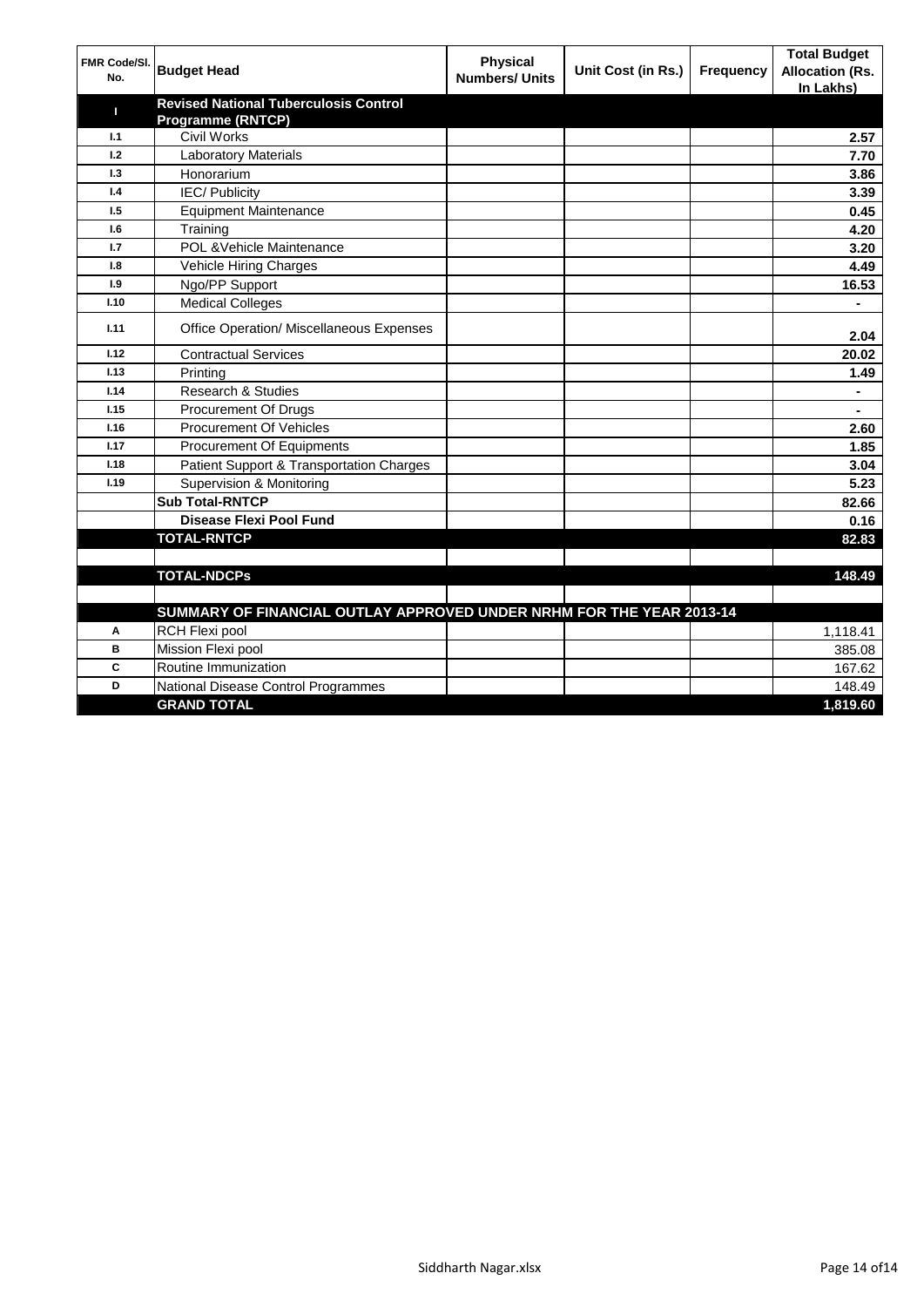| FMR Code/Sl. No. | Budget Head | Physical Numbers/ Units | Unit Cost (in Rs.) | Frequency | Total Budget Allocation (Rs. In Lakhs) |
|---|---|---|---|---|---|
| **I** | **Revised National Tuberculosis Control Programme (RNTCP)** | | | | |
| I.1 | Civil Works | | | | **2.57** |
| I.2 | Laboratory Materials | | | | **7.70** |
| I.3 | Honorarium | | | | **3.86** |
| I.4 | IEC/ Publicity | | | | **3.39** |
| I.5 | Equipment Maintenance | | | | **0.45** |
| I.6 | Training | | | | **4.20** |
| I.7 | POL &Vehicle Maintenance | | | | **3.20** |
| I.8 | Vehicle Hiring Charges | | | | **4.49** |
| I.9 | Ngo/PP Support | | | | **16.53** |
| I.10 | Medical Colleges | | | | **-** |
| I.11 | Office Operation/ Miscellaneous Expenses | | | | **2.04** |
| I.12 | Contractual Services | | | | **20.02** |
| I.13 | Printing | | | | **1.49** |
| I.14 | Research & Studies | | | | **-** |
| I.15 | Procurement Of Drugs | | | | **-** |
| I.16 | Procurement Of Vehicles | | | | **2.60** |
| I.17 | Procurement Of Equipments | | | | **1.85** |
| I.18 | Patient Support & Transportation Charges | | | | **3.04** |
| I.19 | Supervision & Monitoring | | | | **5.23** |
| | **Sub Total-RNTCP** | | | | **82.66** |
| | **Disease Flexi Pool Fund** | | | | **0.16** |
| | **TOTAL-RNTCP** | | | | **82.83** |
| | | | | | |
| | **TOTAL-NDCPs** | | | | **148.49** |
| | | | | | |
| | **SUMMARY OF FINANCIAL OUTLAY APPROVED UNDER NRHM FOR THE YEAR 2013-14** | | | | |
| A | RCH Flexi pool | | | | 1,118.41 |
| B | Mission Flexi pool | | | | 385.08 |
| C | Routine Immunization | | | | 167.62 |
| D | National Disease Control Programmes | | | | 148.49 |
| | **GRAND TOTAL** | | | | **1,819.60** |

Siddharth Nagar.xlsx